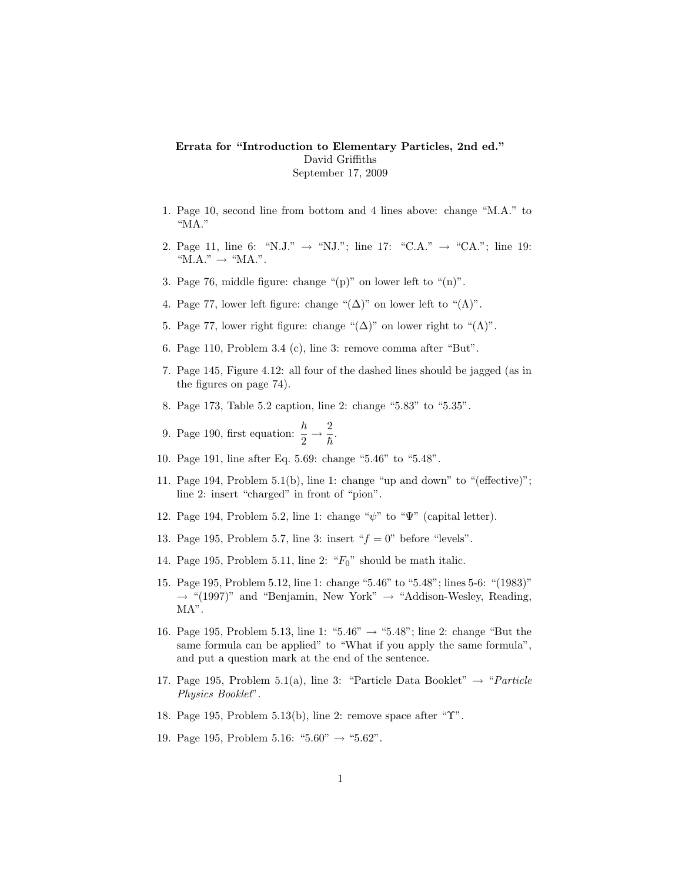**Errata for "Introduction to Elementary Particles, 2nd ed."**
David Griffiths
September 17, 2009

1. Page 10, second line from bottom and 4 lines above: change "M.A." to "MA."
2. Page 11, line 6: "N.J." → "NJ."; line 17: "C.A." → "CA."; line 19: "M.A." → "MA.".
3. Page 76, middle figure: change "(p)" on lower left to "(n)".
4. Page 77, lower left figure: change "($\Delta$)" on lower left to "($\Lambda$)".
5. Page 77, lower right figure: change "($\Delta$)" on lower right to "($\Lambda$)".
6. Page 110, Problem 3.4 (c), line 3: remove comma after "But".
7. Page 145, Figure 4.12: all four of the dashed lines should be jagged (as in the figures on page 74).
8. Page 173, Table 5.2 caption, line 2: change "5.83" to "5.35".
9. Page 190, first equation: $\frac{\hbar}{2} \to \frac{2}{\hbar}$.
10. Page 191, line after Eq. 5.69: change "5.46" to "5.48".
11. Page 194, Problem 5.1(b), line 1: change "up and down" to "(effective)"; line 2: insert "charged" in front of "pion".
12. Page 194, Problem 5.2, line 1: change "$\psi$" to "$\Psi$" (capital letter).
13. Page 195, Problem 5.7, line 3: insert "$f = 0$" before "levels".
14. Page 195, Problem 5.11, line 2: "$F_0$" should be math italic.
15. Page 195, Problem 5.12, line 1: change "5.46" to "5.48"; lines 5-6: "(1983)" → "(1997)" and "Benjamin, New York" → "Addison-Wesley, Reading, MA".
16. Page 195, Problem 5.13, line 1: "5.46" → "5.48"; line 2: change "But the same formula can be applied" to "What if you apply the same formula", and put a question mark at the end of the sentence.
17. Page 195, Problem 5.1(a), line 3: "Particle Data Booklet" → "*Particle Physics Booklet*".
18. Page 195, Problem 5.13(b), line 2: remove space after "$\Upsilon$".
19. Page 195, Problem 5.16: "5.60" → "5.62".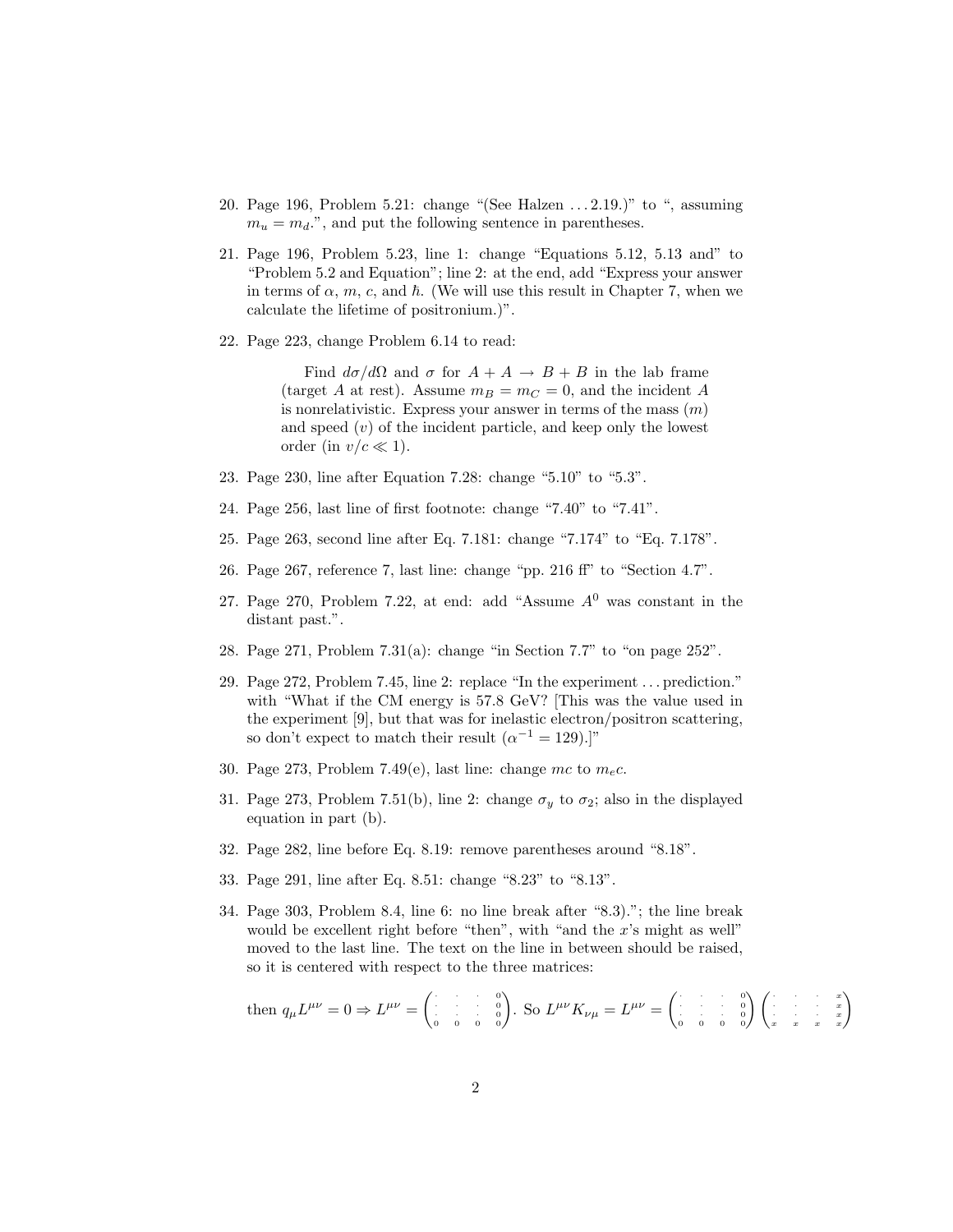20. Page 196, Problem 5.21: change "(See Halzen ... 2.19.)" to ", assuming $m_u = m_d$.", and put the following sentence in parentheses.

21. Page 196, Problem 5.23, line 1: change "Equations 5.12, 5.13 and" to "Problem 5.2 and Equation"; line 2: at the end, add "Express your answer in terms of $\alpha$, $m$, $c$, and $\hbar$. (We will use this result in Chapter 7, when we calculate the lifetime of positronium.)".

22. Page 223, change Problem 6.14 to read:

    > Find $d\sigma/d\Omega$ and $\sigma$ for $A + A \to B + B$ in the lab frame (target $A$ at rest). Assume $m_B = m_C = 0$, and the incident $A$ is nonrelativistic. Express your answer in terms of the mass ($m$) and speed ($v$) of the incident particle, and keep only the lowest order (in $v/c \ll 1$).

23. Page 230, line after Equation 7.28: change "5.10" to "5.3".

24. Page 256, last line of first footnote: change "7.40" to "7.41".

25. Page 263, second line after Eq. 7.181: change "7.174" to "Eq. 7.178".

26. Page 267, reference 7, last line: change "pp. 216 ff" to "Section 4.7".

27. Page 270, Problem 7.22, at end: add "Assume $A^0$ was constant in the distant past.".

28. Page 271, Problem 7.31(a): change "in Section 7.7" to "on page 252".

29. Page 272, Problem 7.45, line 2: replace "In the experiment ... prediction." with "What if the CM energy is 57.8 GeV? [This was the value used in the experiment [9], but that was for inelastic electron/positron scattering, so don't expect to match their result ($\alpha^{-1} = 129$).]"

30. Page 273, Problem 7.49(e), last line: change $mc$ to $m_e c$.

31. Page 273, Problem 7.51(b), line 2: change $\sigma_y$ to $\sigma_2$; also in the displayed equation in part (b).

32. Page 282, line before Eq. 8.19: remove parentheses around "8.18".

33. Page 291, line after Eq. 8.51: change "8.23" to "8.13".

34. Page 303, Problem 8.4, line 6: no line break after "8.3)."; the line break would be excellent right before "then", with "and the $x$'s might as well" moved to the last line. The text on the line in between should be raised, so it is centered with respect to the three matrices:

$$\text{then } q_\mu L^{\mu\nu} = 0 \Rightarrow L^{\mu\nu} = \begin{pmatrix} \cdot & \cdot & \cdot & 0 \\ \cdot & \cdot & \cdot & 0 \\ \cdot & \cdot & \cdot & 0 \\ 0 & 0 & 0 & 0 \end{pmatrix}. \text{ So } L^{\mu\nu} K_{\nu\mu} = L^{\mu\nu} = \begin{pmatrix} \cdot & \cdot & \cdot & 0 \\ \cdot & \cdot & \cdot & 0 \\ \cdot & \cdot & \cdot & 0 \\ 0 & 0 & 0 & 0 \end{pmatrix} \begin{pmatrix} \cdot & \cdot & \cdot & x \\ \cdot & \cdot & \cdot & x \\ \cdot & \cdot & \cdot & x \\ x & x & x & x \end{pmatrix}$$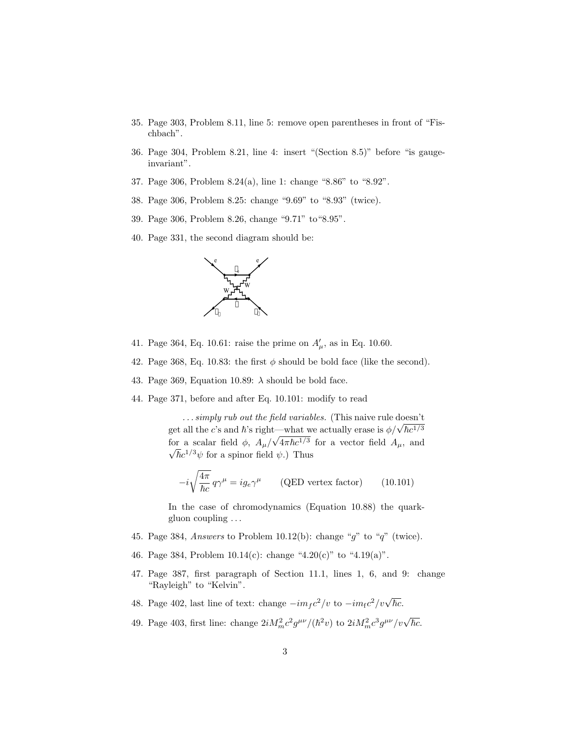35. Page 303, Problem 8.11, line 5: remove open parentheses in front of "Fischbach".

36. Page 304, Problem 8.21, line 4: insert "(Section 8.5)" before "is gauge-invariant".

37. Page 306, Problem 8.24(a), line 1: change "8.86" to "8.92".

38. Page 306, Problem 8.25: change "9.69" to "8.93" (twice).

39. Page 306, Problem 8.26, change "9.71" to "8.95".

40. Page 331, the second diagram should be:

41. Page 364, Eq. 10.61: raise the prime on $A'_\mu$, as in Eq. 10.60.

42. Page 368, Eq. 10.83: the first $\phi$ should be bold face (like the second).

43. Page 369, Equation 10.89: $\lambda$ should be bold face.

44. Page 371, before and after Eq. 10.101: modify to read

    > ... *simply rub out the field variables.* (This naive rule doesn't get all the $c$'s and $\hbar$'s right—what we actually erase is $\phi/\sqrt{\hbar c^{1/3}}$ for a scalar field $\phi$, $A_\mu/\sqrt{4\pi\hbar c^{1/3}}$ for a vector field $A_\mu$, and $\sqrt{\hbar c^{1/3}}\psi$ for a spinor field $\psi$.) Thus
    >
    > $$-i\sqrt{\frac{4\pi}{\hbar c}}\,q\gamma^\mu = ig_e\gamma^\mu \qquad \text{(QED vertex factor)} \qquad (10.101)$$
    >
    > In the case of chromodynamics (Equation 10.88) the quark-gluon coupling ...

45. Page 384, *Answers* to Problem 10.12(b): change "$g$" to "$q$" (twice).

46. Page 384, Problem 10.14(c): change "4.20(c)" to "4.19(a)".

47. Page 387, first paragraph of Section 11.1, lines 1, 6, and 9: change "Rayleigh" to "Kelvin".

48. Page 402, last line of text: change $-im_f c^2/v$ to $-im_f c^2/v\sqrt{\hbar c}$.

49. Page 403, first line: change $2iM_m^2c^2g^{\mu\nu}/(\hbar^2 v)$ to $2iM_m^2c^3g^{\mu\nu}/v\sqrt{\hbar c}$.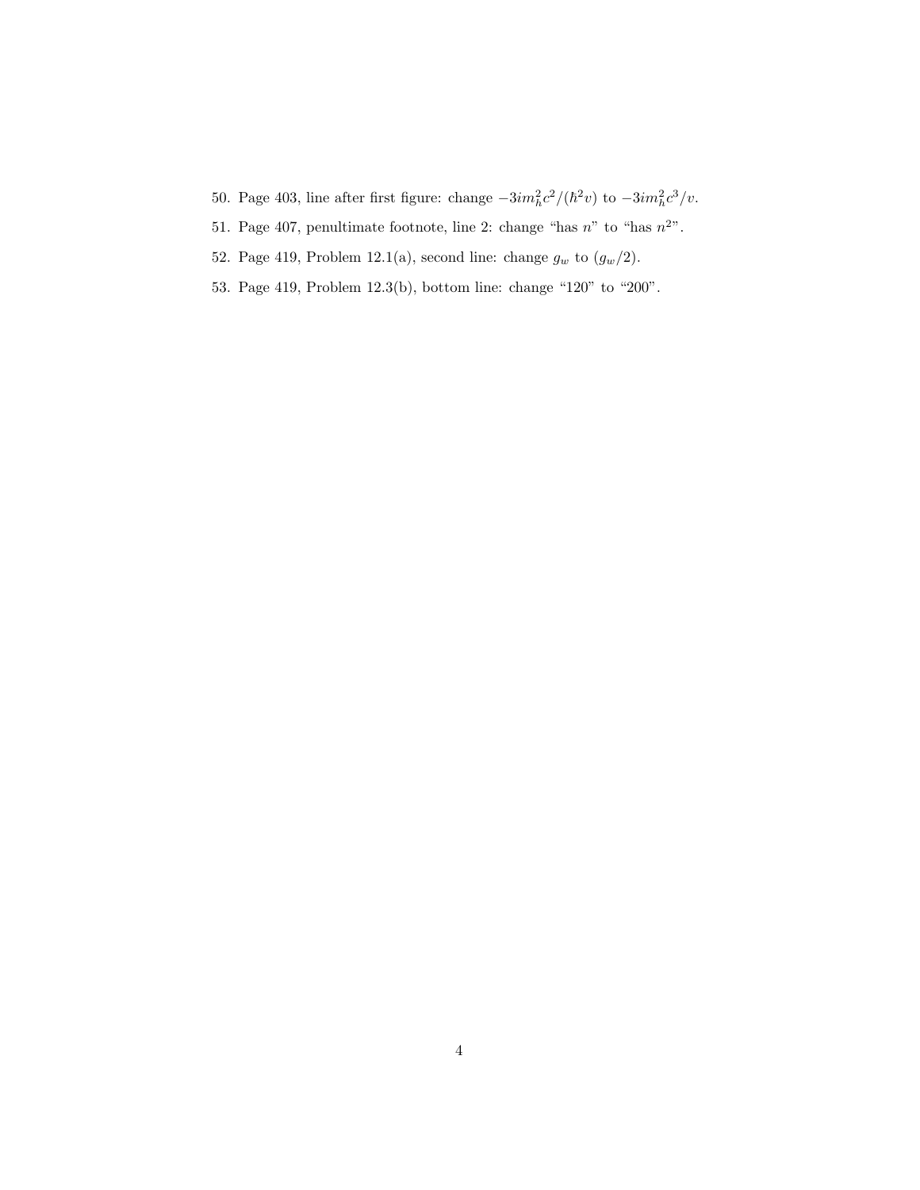50. Page 403, line after first figure: change $-3im_h^2c^2/(\hbar^2 v)$ to $-3im_h^2c^3/v$.

51. Page 407, penultimate footnote, line 2: change "has $n$" to "has $n^2$".

52. Page 419, Problem 12.1(a), second line: change $g_w$ to $(g_w/2)$.

53. Page 419, Problem 12.3(b), bottom line: change "120" to "200".